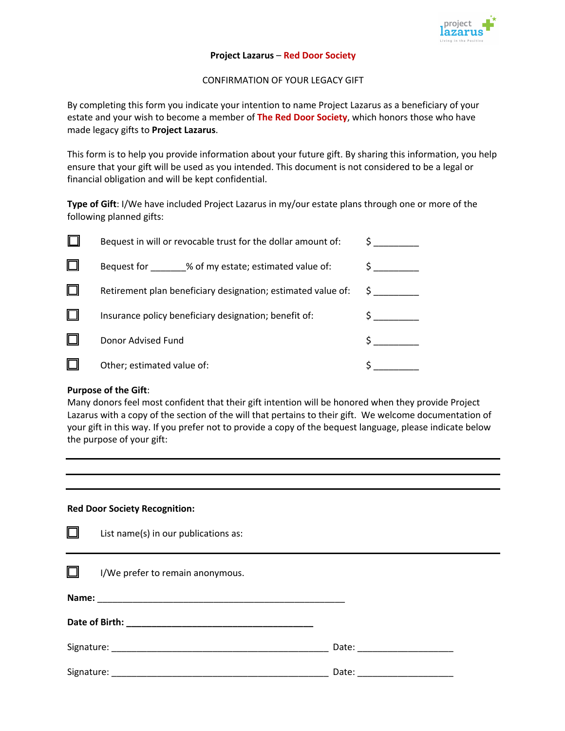**Project Lazarus – Red Door Society**

CONFIRMATION OF YOUR LEGACY GIFT

By completing this form you indicate your intention to name Project Lazarus as a beneficiary of your estate and your wish to become a member of **The Red Door Society**, which honors those who have made legacy gifts to **Project Lazarus**.

This form is to help you provide information about your future gift. By sharing this information, you help ensure that your gift will be used as you intended. This document is not considered to be a legal or financial obligation and will be kept confidential.

**Type of Gift**: I/We have included Project Lazarus in my/our estate plans through one or more of the following planned gifts:

- ☐ Bequest in will or revocable trust for the dollar amount of: $ _________
- ☐ Bequest for _______% of my estate; estimated value of: $ _________
- ☐ Retirement plan beneficiary designation; estimated value of: $ _________
- ☐ Insurance policy beneficiary designation; benefit of: $ _________
- ☐ Donor Advised Fund $ _________
- ☐ Other; estimated value of: $ _________

**Purpose of the Gift**:
Many donors feel most confident that their gift intention will be honored when they provide Project Lazarus with a copy of the section of the will that pertains to their gift. We welcome documentation of your gift in this way. If you prefer not to provide a copy of the bequest language, please indicate below the purpose of your gift:

______________________________________________________________________

______________________________________________________________________

______________________________________________________________________

**Red Door Society Recognition:**

- ☐ List name(s) in our publications as:

______________________________________________________________________

- ☐ I/We prefer to remain anonymous.

**Name:** ____________________________________________________

**Date of Birth:** ______________________________________

Signature: ____________________________________________ Date: ___________________

Signature: ____________________________________________ Date: ___________________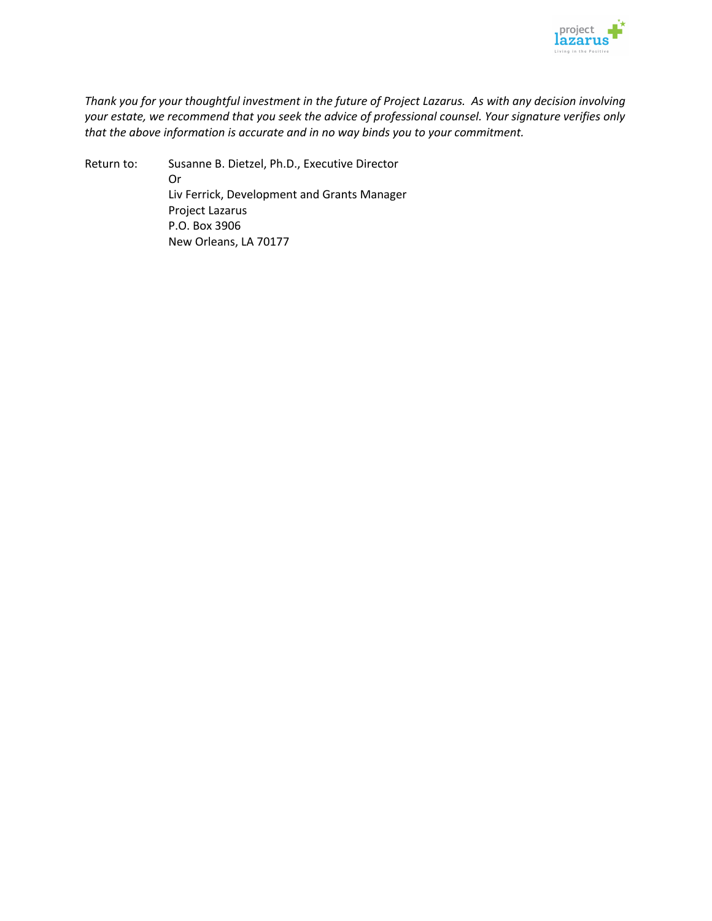*Thank you for your thoughtful investment in the future of Project Lazarus. As with any decision involving your estate, we recommend that you seek the advice of professional counsel. Your signature verifies only that the above information is accurate and in no way binds you to your commitment.*

Return to: Susanne B. Dietzel, Ph.D., Executive Director
Or
Liv Ferrick, Development and Grants Manager
Project Lazarus
P.O. Box 3906
New Orleans, LA 70177